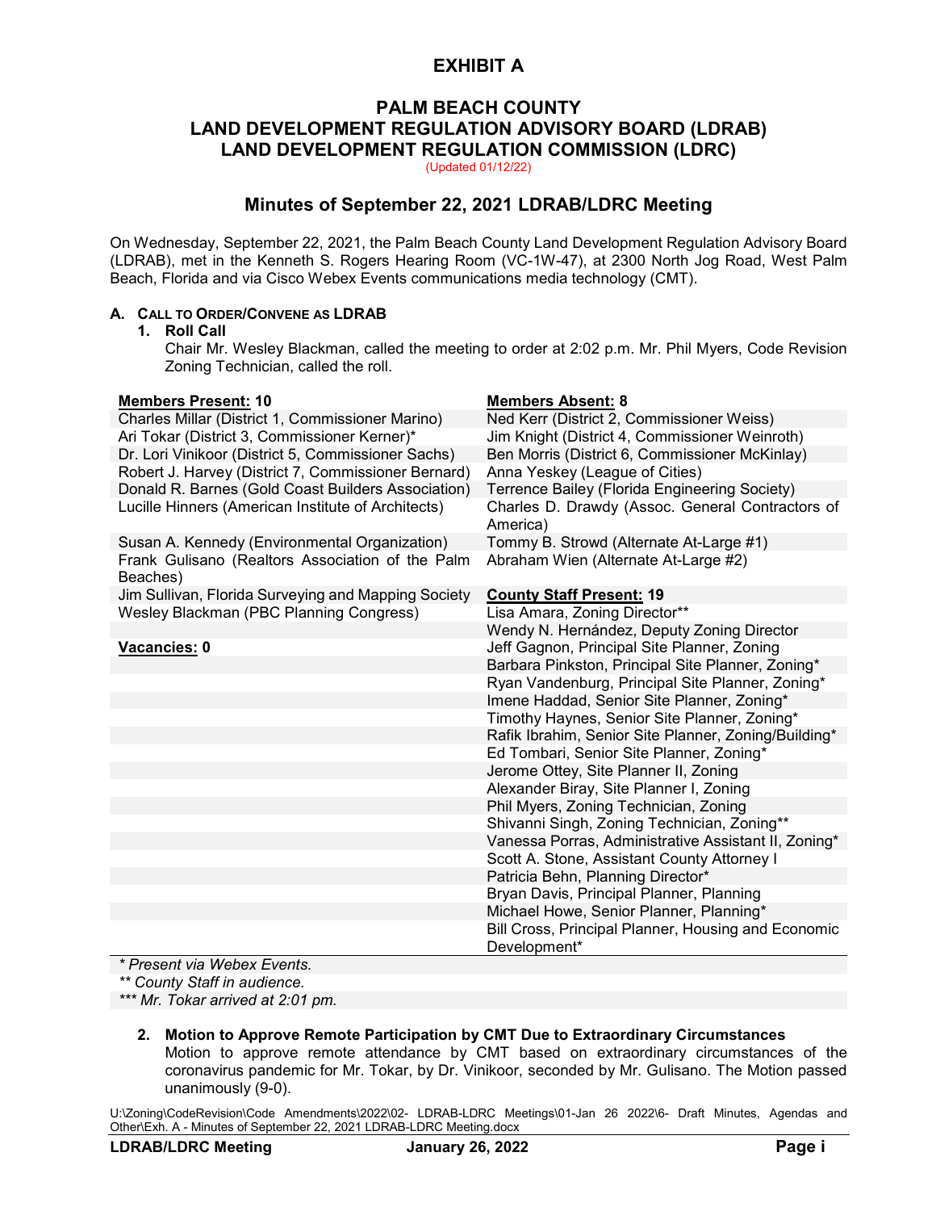# EXHIBIT A

## PALM BEACH COUNTY
## LAND DEVELOPMENT REGULATION ADVISORY BOARD (LDRAB)
## LAND DEVELOPMENT REGULATION COMMISSION (LDRC)

(Updated 01/12/22)

## Minutes of September 22, 2021 LDRAB/LDRC Meeting

On Wednesday, September 22, 2021, the Palm Beach County Land Development Regulation Advisory Board (LDRAB), met in the Kenneth S. Rogers Hearing Room (VC-1W-47), at 2300 North Jog Road, West Palm Beach, Florida and via Cisco Webex Events communications media technology (CMT).

### A. CALL TO ORDER/CONVENE AS LDRAB

**1. Roll Call**

Chair Mr. Wesley Blackman, called the meeting to order at 2:02 p.m. Mr. Phil Myers, Code Revision Zoning Technician, called the roll.

| **Members Present: 10** | **Members Absent: 8** |
|---|---|
| Charles Millar (District 1, Commissioner Marino) | Ned Kerr (District 2, Commissioner Weiss) |
| Ari Tokar (District 3, Commissioner Kerner)* | Jim Knight (District 4, Commissioner Weinroth) |
| Dr. Lori Vinikoor (District 5, Commissioner Sachs) | Ben Morris (District 6, Commissioner McKinlay) |
| Robert J. Harvey (District 7, Commissioner Bernard) | Anna Yeskey (League of Cities) |
| Donald R. Barnes (Gold Coast Builders Association) | Terrence Bailey (Florida Engineering Society) |
| Lucille Hinners (American Institute of Architects) | Charles D. Drawdy (Assoc. General Contractors of America) |
| Susan A. Kennedy (Environmental Organization) | Tommy B. Strowd (Alternate At-Large #1) |
| Frank Gulisano (Realtors Association of the Palm Beaches) | Abraham Wien (Alternate At-Large #2) |
| Jim Sullivan, Florida Surveying and Mapping Society | **County Staff Present: 19** |
| Wesley Blackman (PBC Planning Congress) | Lisa Amara, Zoning Director** |
| | Wendy N. Hernández, Deputy Zoning Director |
| **Vacancies: 0** | Jeff Gagnon, Principal Site Planner, Zoning |
| | Barbara Pinkston, Principal Site Planner, Zoning* |
| | Ryan Vandenburg, Principal Site Planner, Zoning* |
| | Imene Haddad, Senior Site Planner, Zoning* |
| | Timothy Haynes, Senior Site Planner, Zoning* |
| | Rafik Ibrahim, Senior Site Planner, Zoning/Building* |
| | Ed Tombari, Senior Site Planner, Zoning* |
| | Jerome Ottey, Site Planner II, Zoning |
| | Alexander Biray, Site Planner I, Zoning |
| | Phil Myers, Zoning Technician, Zoning |
| | Shivanni Singh, Zoning Technician, Zoning** |
| | Vanessa Porras, Administrative Assistant II, Zoning* |
| | Scott A. Stone, Assistant County Attorney I |
| | Patricia Behn, Planning Director* |
| | Bryan Davis, Principal Planner, Planning |
| | Michael Howe, Senior Planner, Planning* |
| | Bill Cross, Principal Planner, Housing and Economic Development* |

*\* Present via Webex Events.*
*\*\* County Staff in audience.*
*\*\*\* Mr. Tokar arrived at 2:01 pm.*

**2. Motion to Approve Remote Participation by CMT Due to Extraordinary Circumstances**

Motion to approve remote attendance by CMT based on extraordinary circumstances of the coronavirus pandemic for Mr. Tokar, by Dr. Vinikoor, seconded by Mr. Gulisano. The Motion passed unanimously (9-0).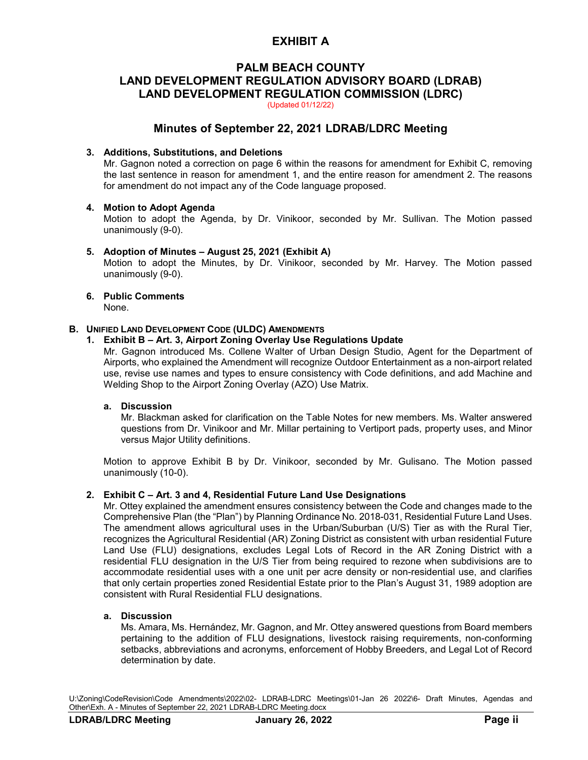# EXHIBIT A

## PALM BEACH COUNTY
## LAND DEVELOPMENT REGULATION ADVISORY BOARD (LDRAB)
## LAND DEVELOPMENT REGULATION COMMISSION (LDRC)

(Updated 01/12/22)

## Minutes of September 22, 2021 LDRAB/LDRC Meeting

**3. Additions, Substitutions, and Deletions**

Mr. Gagnon noted a correction on page 6 within the reasons for amendment for Exhibit C, removing the last sentence in reason for amendment 1, and the entire reason for amendment 2. The reasons for amendment do not impact any of the Code language proposed.

**4. Motion to Adopt Agenda**

Motion to adopt the Agenda, by Dr. Vinikoor, seconded by Mr. Sullivan. The Motion passed unanimously (9-0).

**5. Adoption of Minutes – August 25, 2021 (Exhibit A)**

Motion to adopt the Minutes, by Dr. Vinikoor, seconded by Mr. Harvey. The Motion passed unanimously (9-0).

**6. Public Comments**

None.

### B. Unified Land Development Code (ULDC) Amendments

**1. Exhibit B – Art. 3, Airport Zoning Overlay Use Regulations Update**

Mr. Gagnon introduced Ms. Collene Walter of Urban Design Studio, Agent for the Department of Airports, who explained the Amendment will recognize Outdoor Entertainment as a non-airport related use, revise use names and types to ensure consistency with Code definitions, and add Machine and Welding Shop to the Airport Zoning Overlay (AZO) Use Matrix.

**a. Discussion**

Mr. Blackman asked for clarification on the Table Notes for new members. Ms. Walter answered questions from Dr. Vinikoor and Mr. Millar pertaining to Vertiport pads, property uses, and Minor versus Major Utility definitions.

Motion to approve Exhibit B by Dr. Vinikoor, seconded by Mr. Gulisano. The Motion passed unanimously (10-0).

**2. Exhibit C – Art. 3 and 4, Residential Future Land Use Designations**

Mr. Ottey explained the amendment ensures consistency between the Code and changes made to the Comprehensive Plan (the "Plan") by Planning Ordinance No. 2018-031, Residential Future Land Uses. The amendment allows agricultural uses in the Urban/Suburban (U/S) Tier as with the Rural Tier, recognizes the Agricultural Residential (AR) Zoning District as consistent with urban residential Future Land Use (FLU) designations, excludes Legal Lots of Record in the AR Zoning District with a residential FLU designation in the U/S Tier from being required to rezone when subdivisions are to accommodate residential uses with a one unit per acre density or non-residential use, and clarifies that only certain properties zoned Residential Estate prior to the Plan's August 31, 1989 adoption are consistent with Rural Residential FLU designations.

**a. Discussion**

Ms. Amara, Ms. Hernández, Mr. Gagnon, and Mr. Ottey answered questions from Board members pertaining to the addition of FLU designations, livestock raising requirements, non-conforming setbacks, abbreviations and acronyms, enforcement of Hobby Breeders, and Legal Lot of Record determination by date.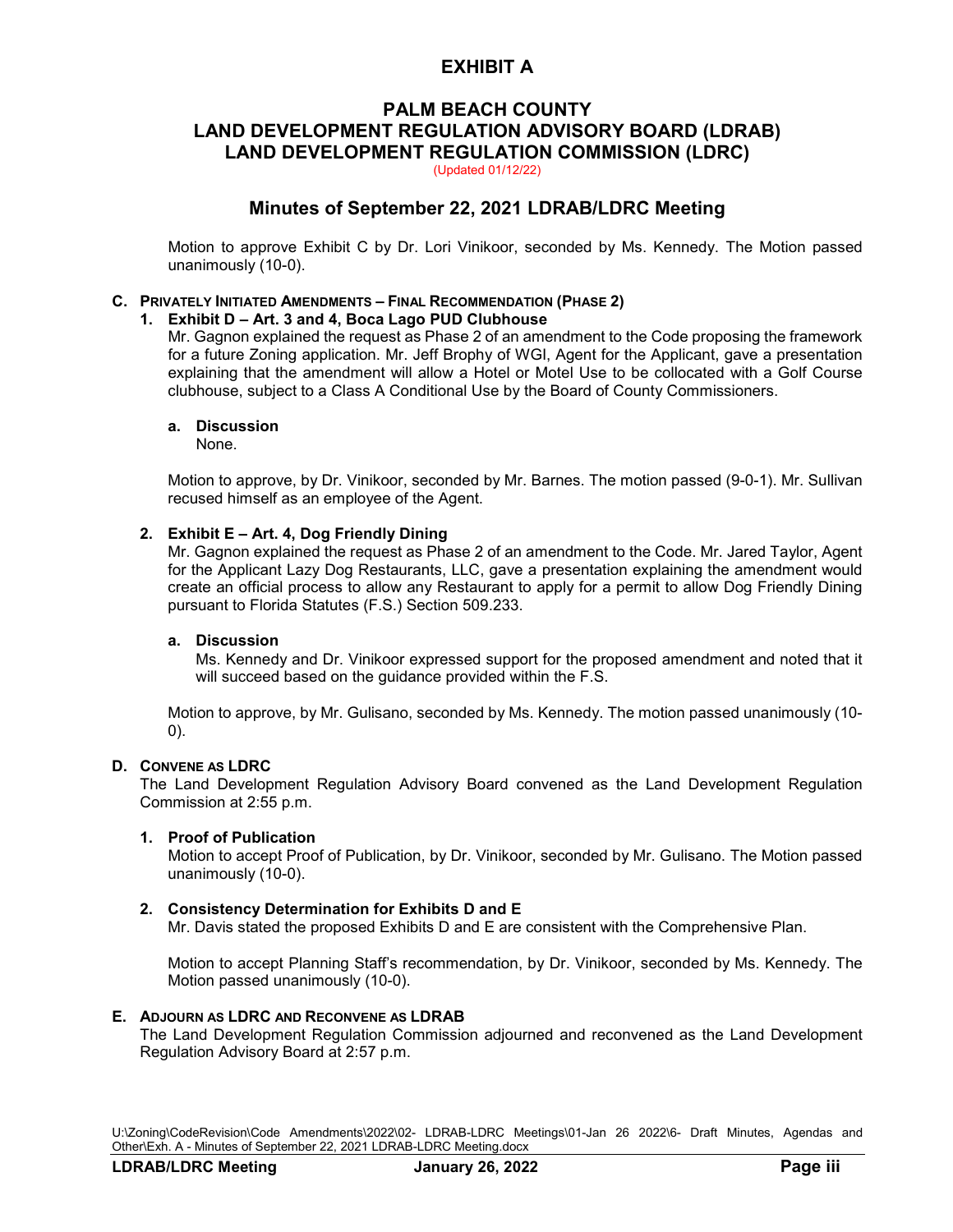# EXHIBIT A

## PALM BEACH COUNTY
## LAND DEVELOPMENT REGULATION ADVISORY BOARD (LDRAB)
## LAND DEVELOPMENT REGULATION COMMISSION (LDRC)

(Updated 01/12/22)

## Minutes of September 22, 2021 LDRAB/LDRC Meeting

Motion to approve Exhibit C by Dr. Lori Vinikoor, seconded by Ms. Kennedy. The Motion passed unanimously (10-0).

**C. PRIVATELY INITIATED AMENDMENTS – FINAL RECOMMENDATION (PHASE 2)**

**1. Exhibit D – Art. 3 and 4, Boca Lago PUD Clubhouse**

Mr. Gagnon explained the request as Phase 2 of an amendment to the Code proposing the framework for a future Zoning application. Mr. Jeff Brophy of WGI, Agent for the Applicant, gave a presentation explaining that the amendment will allow a Hotel or Motel Use to be collocated with a Golf Course clubhouse, subject to a Class A Conditional Use by the Board of County Commissioners.

**a. Discussion**

None.

Motion to approve, by Dr. Vinikoor, seconded by Mr. Barnes. The motion passed (9-0-1). Mr. Sullivan recused himself as an employee of the Agent.

**2. Exhibit E – Art. 4, Dog Friendly Dining**

Mr. Gagnon explained the request as Phase 2 of an amendment to the Code. Mr. Jared Taylor, Agent for the Applicant Lazy Dog Restaurants, LLC, gave a presentation explaining the amendment would create an official process to allow any Restaurant to apply for a permit to allow Dog Friendly Dining pursuant to Florida Statutes (F.S.) Section 509.233.

**a. Discussion**

Ms. Kennedy and Dr. Vinikoor expressed support for the proposed amendment and noted that it will succeed based on the guidance provided within the F.S.

Motion to approve, by Mr. Gulisano, seconded by Ms. Kennedy. The motion passed unanimously (10-0).

**D. CONVENE AS LDRC**

The Land Development Regulation Advisory Board convened as the Land Development Regulation Commission at 2:55 p.m.

**1. Proof of Publication**

Motion to accept Proof of Publication, by Dr. Vinikoor, seconded by Mr. Gulisano. The Motion passed unanimously (10-0).

**2. Consistency Determination for Exhibits D and E**

Mr. Davis stated the proposed Exhibits D and E are consistent with the Comprehensive Plan.

Motion to accept Planning Staff's recommendation, by Dr. Vinikoor, seconded by Ms. Kennedy. The Motion passed unanimously (10-0).

**E. ADJOURN AS LDRC AND RECONVENE AS LDRAB**

The Land Development Regulation Commission adjourned and reconvened as the Land Development Regulation Advisory Board at 2:57 p.m.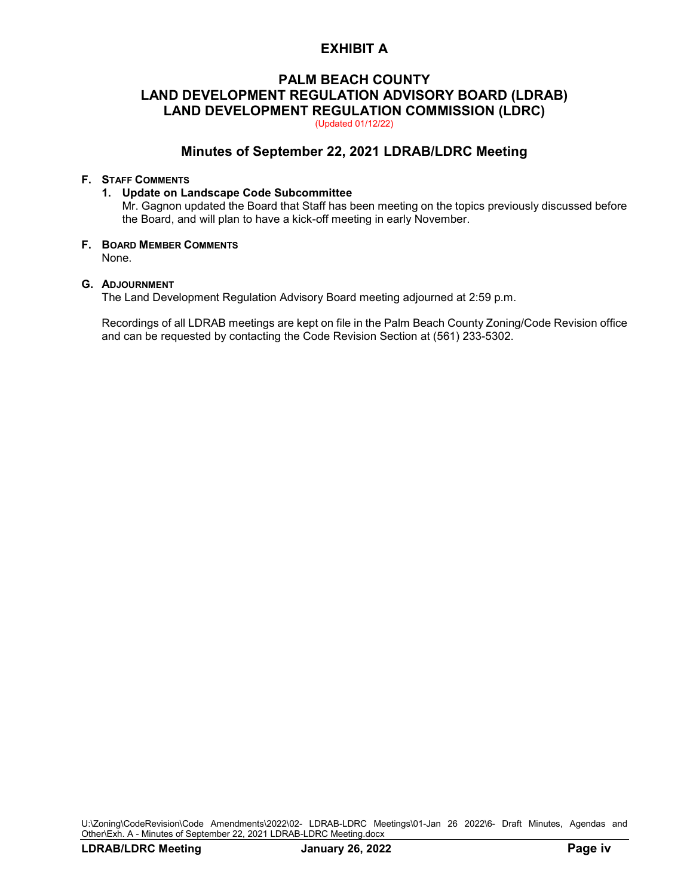# EXHIBIT A

## PALM BEACH COUNTY
## LAND DEVELOPMENT REGULATION ADVISORY BOARD (LDRAB)
## LAND DEVELOPMENT REGULATION COMMISSION (LDRC)

(Updated 01/12/22)

## Minutes of September 22, 2021 LDRAB/LDRC Meeting

**F. STAFF COMMENTS**

**1. Update on Landscape Code Subcommittee**

Mr. Gagnon updated the Board that Staff has been meeting on the topics previously discussed before the Board, and will plan to have a kick-off meeting in early November.

**F. BOARD MEMBER COMMENTS**

None.

**G. ADJOURNMENT**

The Land Development Regulation Advisory Board meeting adjourned at 2:59 p.m.

Recordings of all LDRAB meetings are kept on file in the Palm Beach County Zoning/Code Revision office and can be requested by contacting the Code Revision Section at (561) 233-5302.

U:\Zoning\CodeRevision\Code Amendments\2022\02- LDRAB-LDRC Meetings\01-Jan 26 2022\6- Draft Minutes, Agendas and Other\Exh. A - Minutes of September 22, 2021 LDRAB-LDRC Meeting.docx